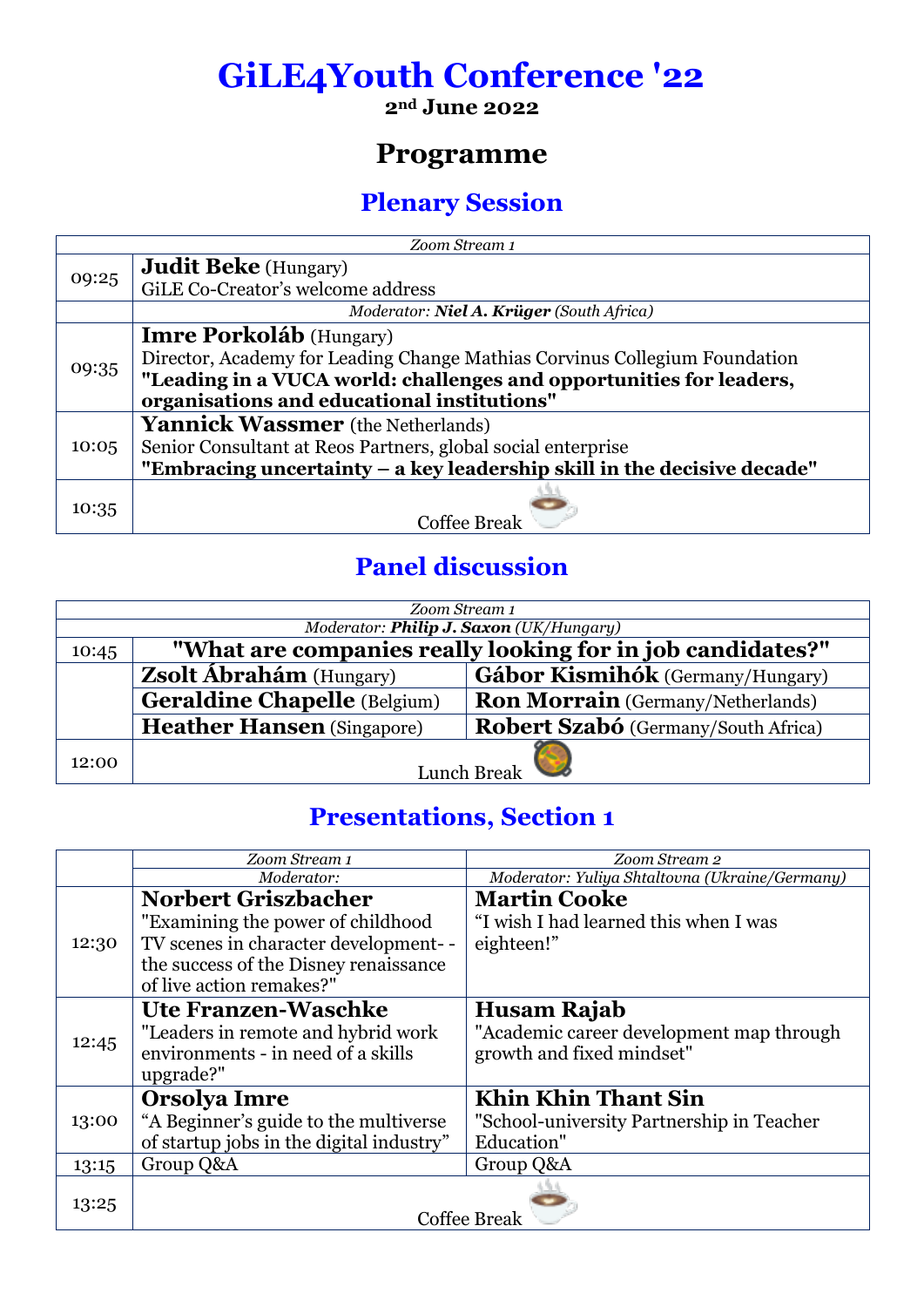# GiLE4Youth Conference '22

**2nd June 2022**

## Programme

### Plenary Session

| | *Zoom Stream 1* |
|---|---|
| 09:25 | **Judit Beke** (Hungary)<br>GiLE Co-Creator's welcome address |
| | *Moderator: **Niel A. Krüger** (South Africa)* |
| 09:35 | **Imre Porkoláb** (Hungary)<br>Director, Academy for Leading Change Mathias Corvinus Collegium Foundation<br>**"Leading in a VUCA world: challenges and opportunities for leaders, organisations and educational institutions"** |
| 10:05 | **Yannick Wassmer** (the Netherlands)<br>Senior Consultant at Reos Partners, global social enterprise<br>**"Embracing uncertainty – a key leadership skill in the decisive decade"** |
| 10:35 | Coffee Break |

### Panel discussion

| | *Zoom Stream 1* | |
|---|---|---|
| | *Moderator: **Philip J. Saxon** (UK/Hungary)* | |
| 10:45 | **"What are companies really looking for in job candidates?"** | |
| | **Zsolt Ábrahám** (Hungary) | **Gábor Kismihók** (Germany/Hungary) |
| | **Geraldine Chapelle** (Belgium) | **Ron Morrain** (Germany/Netherlands) |
| | **Heather Hansen** (Singapore) | **Robert Szabó** (Germany/South Africa) |
| 12:00 | Lunch Break | |

### Presentations, Section 1

| | *Zoom Stream 1* | *Zoom Stream 2* |
|---|---|---|
| | *Moderator:* | *Moderator: Yuliya Shtaltovna (Ukraine/Germany)* |
| 12:30 | **Norbert Griszbacher**<br>"Examining the power of childhood TV scenes in character development- - the success of the Disney renaissance of live action remakes?" | **Martin Cooke**<br>"I wish I had learned this when I was eighteen!" |
| 12:45 | **Ute Franzen-Waschke**<br>"Leaders in remote and hybrid work environments - in need of a skills upgrade?" | **Husam Rajab**<br>"Academic career development map through growth and fixed mindset" |
| 13:00 | **Orsolya Imre**<br>"A Beginner's guide to the multiverse of startup jobs in the digital industry" | **Khin Khin Thant Sin**<br>"School-university Partnership in Teacher Education" |
| 13:15 | Group Q&A | Group Q&A |
| 13:25 | Coffee Break | |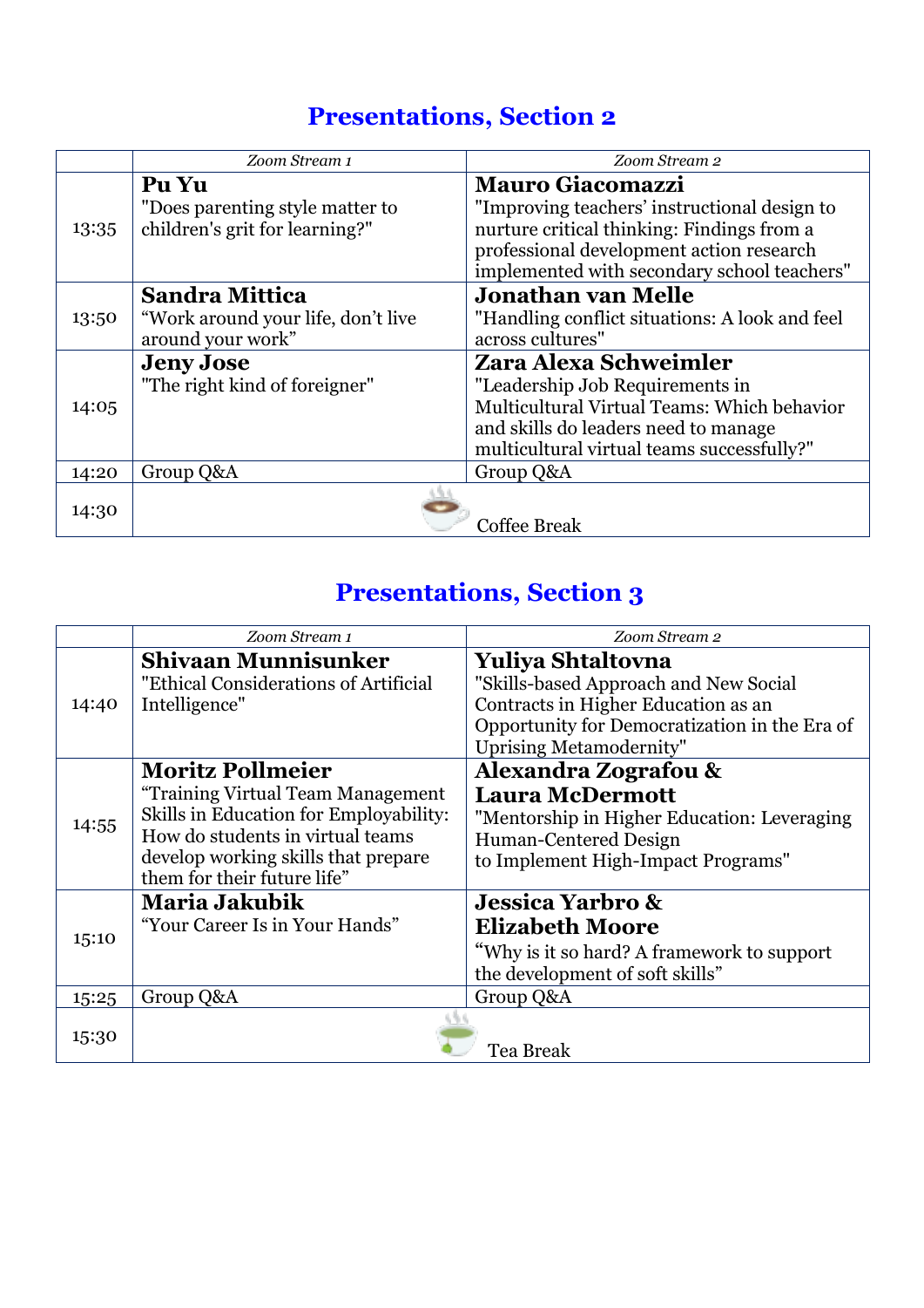## Presentations, Section 2

| | *Zoom Stream 1* | *Zoom Stream 2* |
|---|---|---|
| 13:35 | **Pu Yu** "Does parenting style matter to children's grit for learning?" | **Mauro Giacomazzi** "Improving teachers' instructional design to nurture critical thinking: Findings from a professional development action research implemented with secondary school teachers" |
| 13:50 | **Sandra Mittica** "Work around your life, don't live around your work" | **Jonathan van Melle** "Handling conflict situations: A look and feel across cultures" |
| 14:05 | **Jeny Jose** "The right kind of foreigner" | **Zara Alexa Schweimler** "Leadership Job Requirements in Multicultural Virtual Teams: Which behavior and skills do leaders need to manage multicultural virtual teams successfully?" |
| 14:20 | Group Q&A | Group Q&A |
| 14:30 | Coffee Break | |

## Presentations, Section 3

| | *Zoom Stream 1* | *Zoom Stream 2* |
|---|---|---|
| 14:40 | **Shivaan Munnisunker** "Ethical Considerations of Artificial Intelligence" | **Yuliya Shtaltovna** "Skills-based Approach and New Social Contracts in Higher Education as an Opportunity for Democratization in the Era of Uprising Metamodernity" |
| 14:55 | **Moritz Pollmeier** "Training Virtual Team Management Skills in Education for Employability: How do students in virtual teams develop working skills that prepare them for their future life" | **Alexandra Zografou & Laura McDermott** "Mentorship in Higher Education: Leveraging Human-Centered Design to Implement High-Impact Programs" |
| 15:10 | **Maria Jakubik** "Your Career Is in Your Hands" | **Jessica Yarbro & Elizabeth Moore** "Why is it so hard? A framework to support the development of soft skills" |
| 15:25 | Group Q&A | Group Q&A |
| 15:30 | Tea Break | |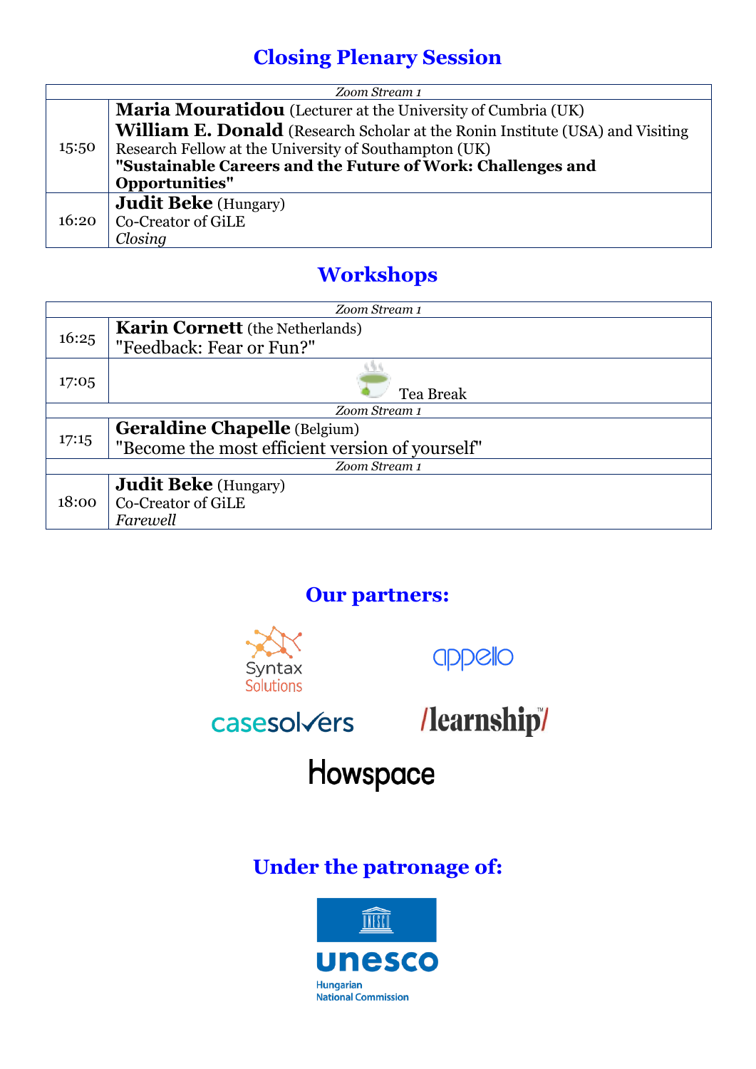## Closing Plenary Session

| | |
|---|---|
| | *Zoom Stream 1* |
| 15:50 | **Maria Mouratidou** (Lecturer at the University of Cumbria (UK)<br>**William E. Donald** (Research Scholar at the Ronin Institute (USA) and Visiting Research Fellow at the University of Southampton (UK)<br>**"Sustainable Careers and the Future of Work: Challenges and Opportunities"** |
| 16:20 | **Judit Beke** (Hungary)<br>Co-Creator of GiLE<br>*Closing* |

## Workshops

| | |
|---|---|
| | *Zoom Stream 1* |
| 16:25 | **Karin Cornett** (the Netherlands)<br>"Feedback: Fear or Fun?" |
| 17:05 | Tea Break |
| | *Zoom Stream 1* |
| 17:15 | **Geraldine Chapelle** (Belgium)<br>"Become the most efficient version of yourself" |
| | *Zoom Stream 1* |
| 18:00 | **Judit Beke** (Hungary)<br>Co-Creator of GiLE<br>*Farewell* |

## Our partners:

Syntax Solutions

appello

casesolvers

/learnship/

Howspace

## Under the patronage of:

unesco

Hungarian National Commission